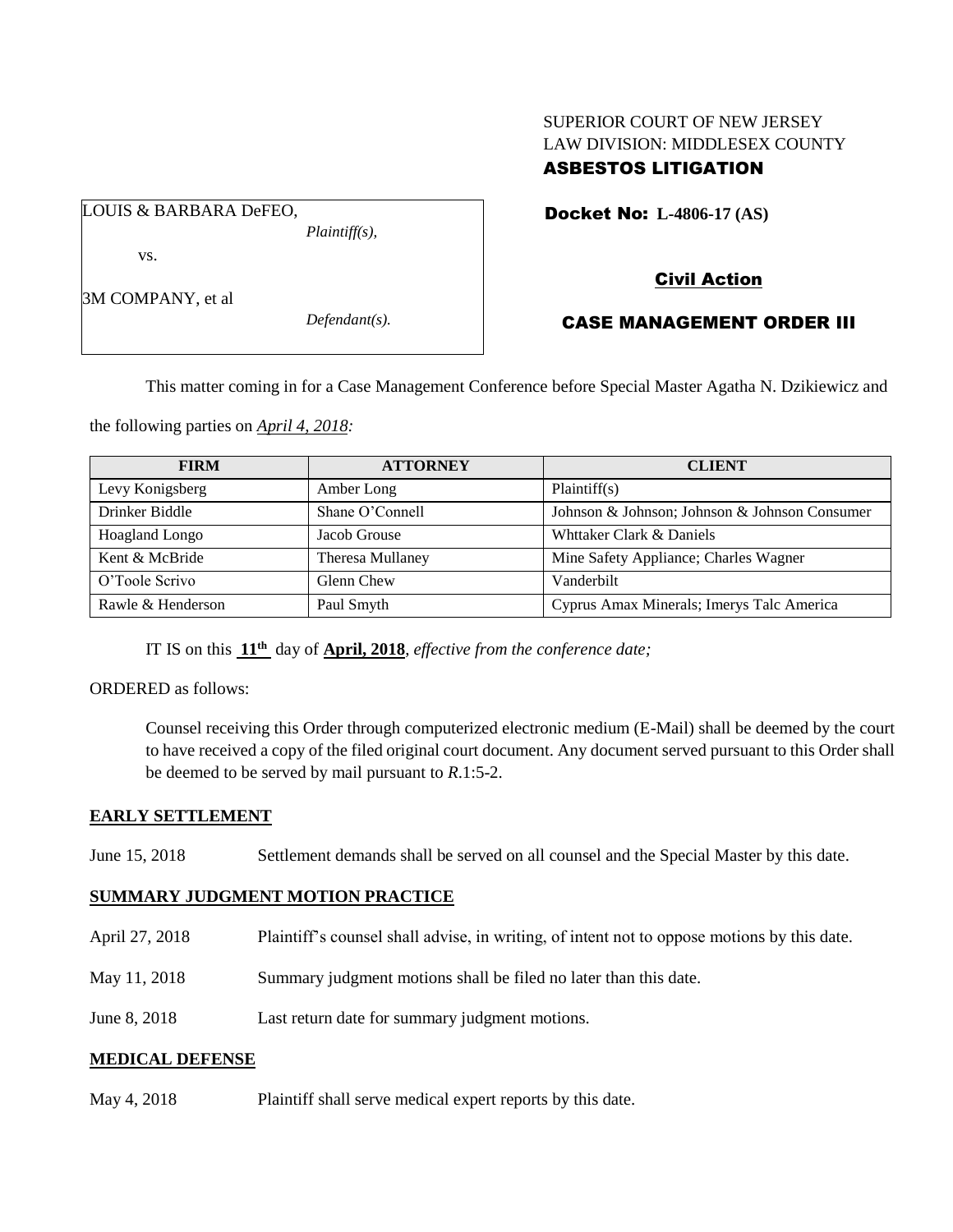SUPERIOR COURT OF NEW JERSEY
LAW DIVISION: MIDDLESEX COUNTY
**ASBESTOS LITIGATION**

LOUIS & BARBARA DeFEO,
*Plaintiff(s),*

vs.

3M COMPANY, et al
*Defendant(s).*

**Docket No: L-4806-17 (AS)**

**Civil Action**

**CASE MANAGEMENT ORDER III**

This matter coming in for a Case Management Conference before Special Master Agatha N. Dzikiewicz and the following parties on *April 4, 2018:*

| FIRM | ATTORNEY | CLIENT |
|---|---|---|
| Levy Konigsberg | Amber Long | Plaintiff(s) |
| Drinker Biddle | Shane O'Connell | Johnson & Johnson; Johnson & Johnson Consumer |
| Hoagland Longo | Jacob Grouse | Whttaker Clark & Daniels |
| Kent & McBride | Theresa Mullaney | Mine Safety Appliance; Charles Wagner |
| O'Toole Scrivo | Glenn Chew | Vanderbilt |
| Rawle & Henderson | Paul Smyth | Cyprus Amax Minerals; Imerys Talc America |

IT IS on this **11th** day of **April, 2018**, *effective from the conference date;*

ORDERED as follows:

Counsel receiving this Order through computerized electronic medium (E-Mail) shall be deemed by the court to have received a copy of the filed original court document. Any document served pursuant to this Order shall be deemed to be served by mail pursuant to *R*.1:5-2.

**EARLY SETTLEMENT**

June 15, 2018 Settlement demands shall be served on all counsel and the Special Master by this date.

**SUMMARY JUDGMENT MOTION PRACTICE**

April 27, 2018 Plaintiff's counsel shall advise, in writing, of intent not to oppose motions by this date.

May 11, 2018 Summary judgment motions shall be filed no later than this date.

June 8, 2018 Last return date for summary judgment motions.

**MEDICAL DEFENSE**

May 4, 2018 Plaintiff shall serve medical expert reports by this date.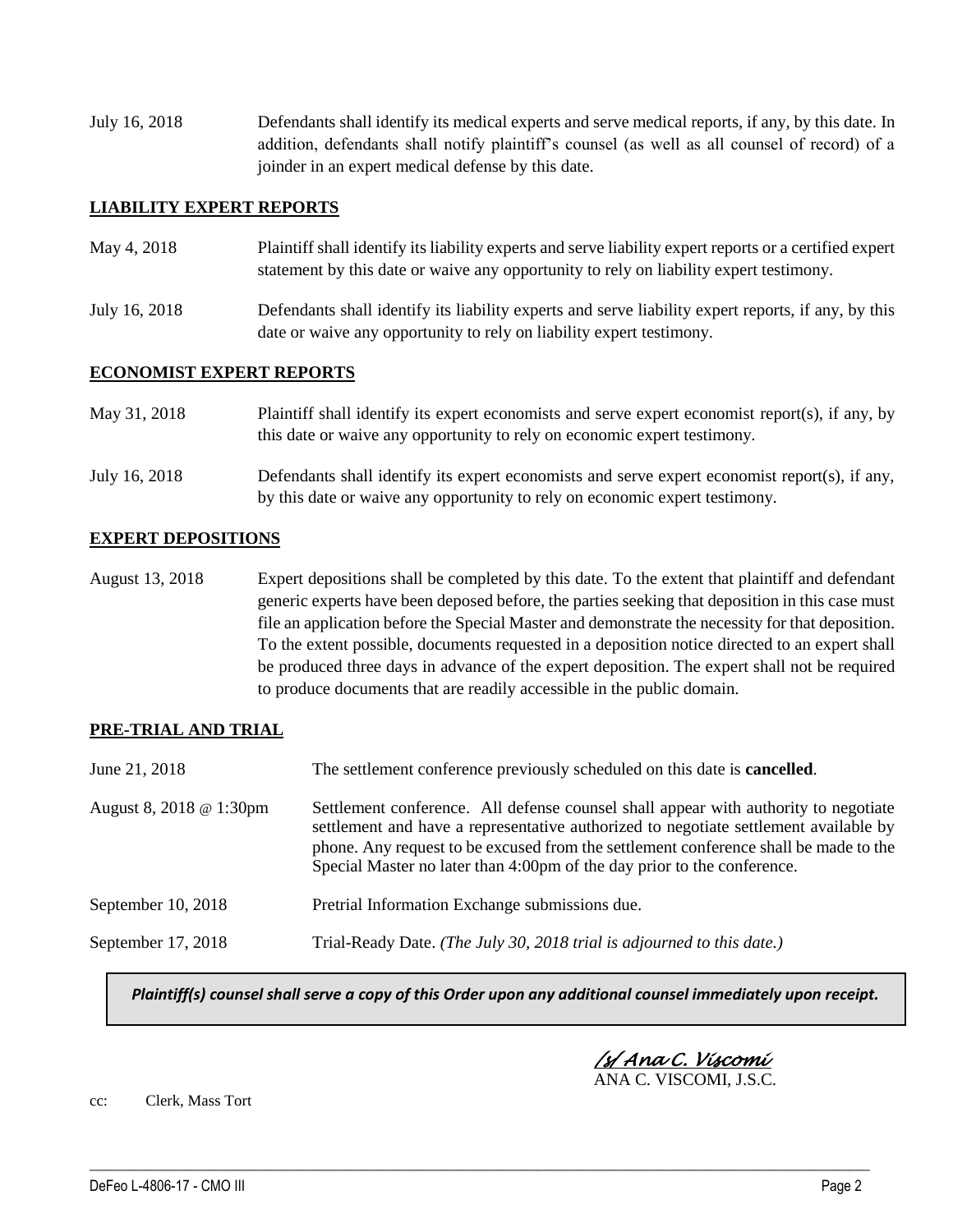| | |
|---|---|
| July 16, 2018 | Defendants shall identify its medical experts and serve medical reports, if any, by this date. In addition, defendants shall notify plaintiff's counsel (as well as all counsel of record) of a joinder in an expert medical defense by this date. |

## LIABILITY EXPERT REPORTS

| | |
|---|---|
| May 4, 2018 | Plaintiff shall identify its liability experts and serve liability expert reports or a certified expert statement by this date or waive any opportunity to rely on liability expert testimony. |
| July 16, 2018 | Defendants shall identify its liability experts and serve liability expert reports, if any, by this date or waive any opportunity to rely on liability expert testimony. |

## ECONOMIST EXPERT REPORTS

| | |
|---|---|
| May 31, 2018 | Plaintiff shall identify its expert economists and serve expert economist report(s), if any, by this date or waive any opportunity to rely on economic expert testimony. |
| July 16, 2018 | Defendants shall identify its expert economists and serve expert economist report(s), if any, by this date or waive any opportunity to rely on economic expert testimony. |

## EXPERT DEPOSITIONS

| | |
|---|---|
| August 13, 2018 | Expert depositions shall be completed by this date. To the extent that plaintiff and defendant generic experts have been deposed before, the parties seeking that deposition in this case must file an application before the Special Master and demonstrate the necessity for that deposition. To the extent possible, documents requested in a deposition notice directed to an expert shall be produced three days in advance of the expert deposition. The expert shall not be required to produce documents that are readily accessible in the public domain. |

## PRE-TRIAL AND TRIAL

| | |
|---|---|
| June 21, 2018 | The settlement conference previously scheduled on this date is **cancelled**. |
| August 8, 2018 @ 1:30pm | Settlement conference. All defense counsel shall appear with authority to negotiate settlement and have a representative authorized to negotiate settlement available by phone. Any request to be excused from the settlement conference shall be made to the Special Master no later than 4:00pm of the day prior to the conference. |
| September 10, 2018 | Pretrial Information Exchange submissions due. |
| September 17, 2018 | Trial-Ready Date. *(The July 30, 2018 trial is adjourned to this date.)* |

***Plaintiff(s) counsel shall serve a copy of this Order upon any additional counsel immediately upon receipt.***

*/s/ Ana C. Viscomi*
ANA C. VISCOMI, J.S.C.

cc: Clerk, Mass Tort

DeFeo L-4806-17 - CMO III